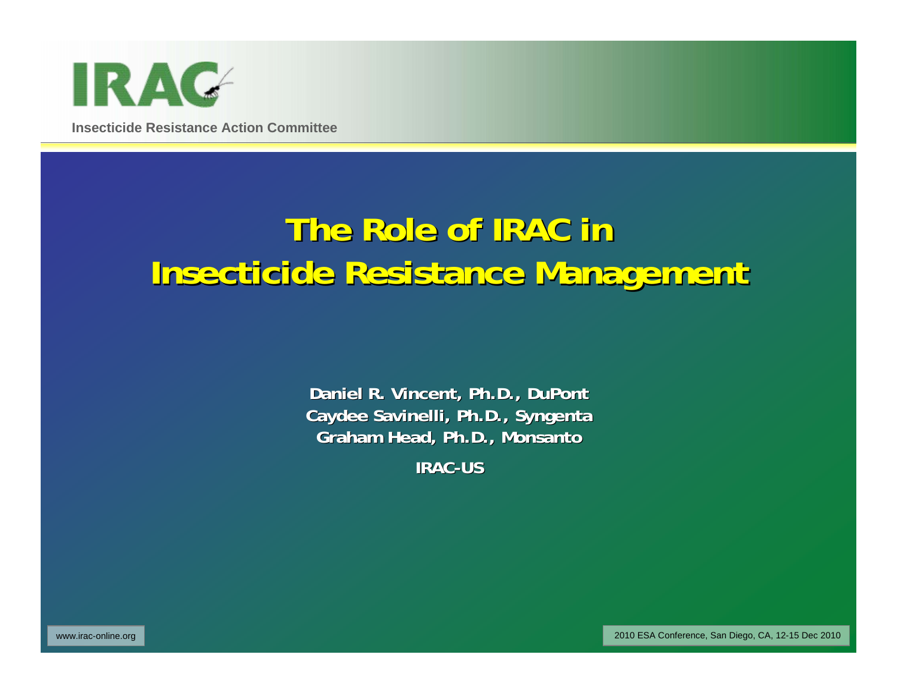IRAC

Insecticide Resistance Action Committee

# The Role of IRAC in Insecticide Resistance Management

**Daniel R. Vincent, Ph.D., DuPont**
**Caydee Savinelli, Ph.D., Syngenta**
**Graham Head, Ph.D., Monsanto**

**IRAC-US**

www.irac-online.org

2010 ESA Conference, San Diego, CA, 12-15 Dec 2010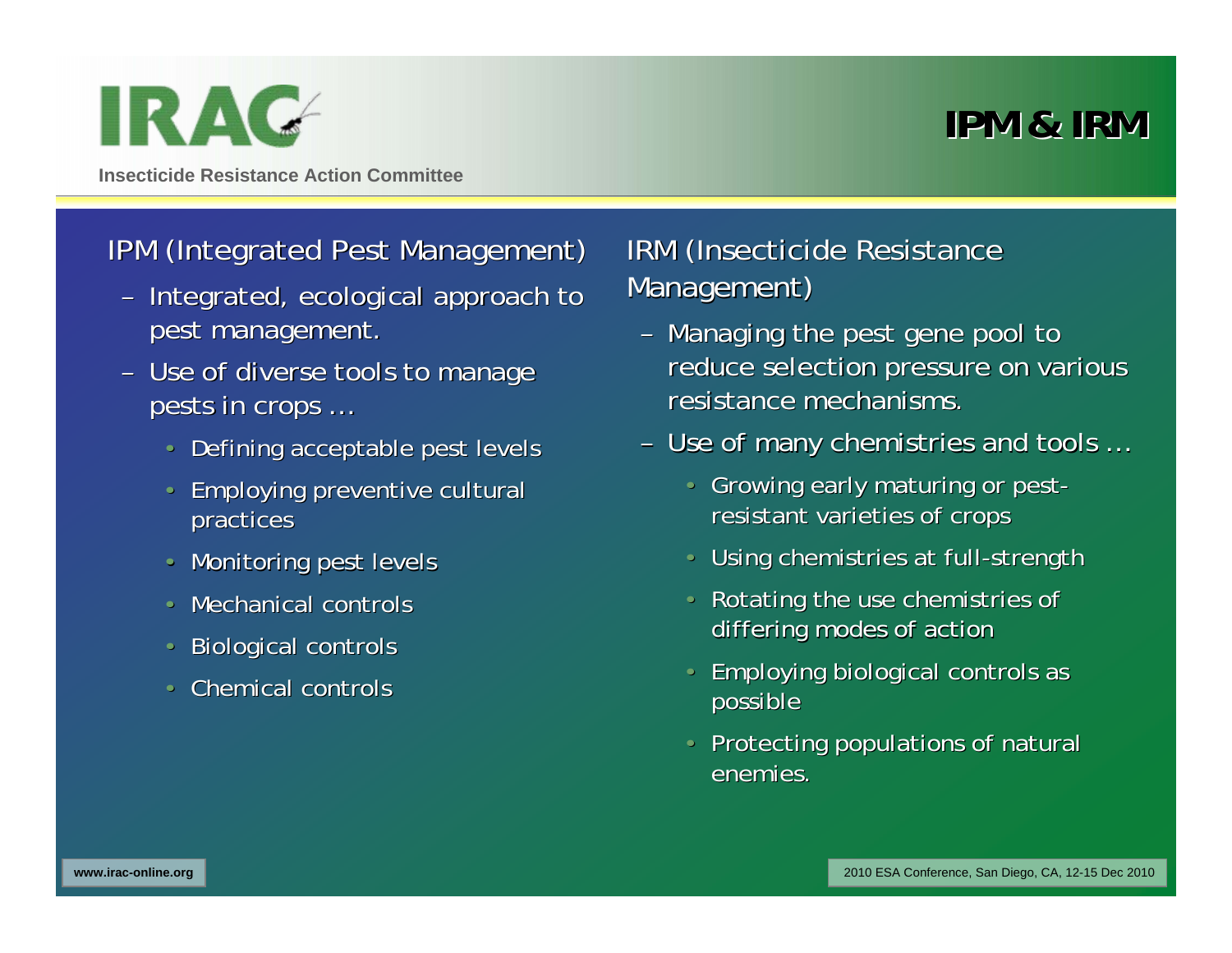# IPM & IRM

## IPM (Integrated Pest Management)

- Integrated, ecological approach to pest management.
- Use of diverse tools to manage pests in crops …
  - Defining acceptable pest levels
  - Employing preventive cultural practices
  - Monitoring pest levels
  - Mechanical controls
  - Biological controls
  - Chemical controls

## IRM (Insecticide Resistance Management)

- Managing the pest gene pool to reduce selection pressure on various resistance mechanisms.
- Use of many chemistries and tools …
  - Growing early maturing or pest-resistant varieties of crops
  - Using chemistries at full-strength
  - Rotating the use chemistries of differing modes of action
  - Employing biological controls as possible
  - Protecting populations of natural enemies.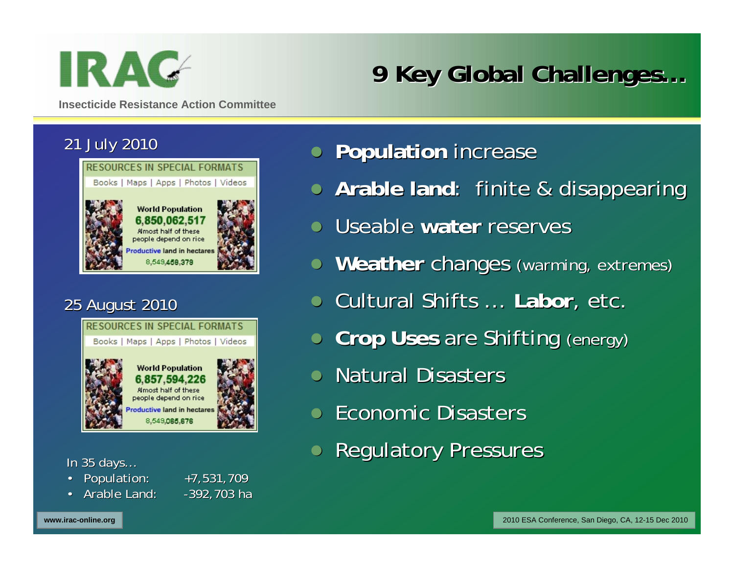IRAC

Insecticide Resistance Action Committee

# 9 Key Global Challenges…

21 July 2010

RESOURCES IN SPECIAL FORMATS
Books | Maps | Apps | Photos | Videos

World Population
6,850,062,517
Almost half of these people depend on rice
Productive land in hectares
8,549,458,379

25 August 2010

RESOURCES IN SPECIAL FORMATS
Books | Maps | Apps | Photos | Videos

World Population
6,857,594,226
Almost half of these people depend on rice
Productive land in hectares
8,549,065,676

In 35 days…

- Population: +7,531,709
- Arable Land: -392,703 ha

- **Population** increase
- **Arable land**: finite & disappearing
- Useable **water** reserves
- **Weather** changes (warming, extremes)
- Cultural Shifts … **Labor**, etc.
- **Crop Uses** are Shifting (energy)
- Natural Disasters
- Economic Disasters
- Regulatory Pressures

www.irac-online.org

2010 ESA Conference, San Diego, CA, 12-15 Dec 2010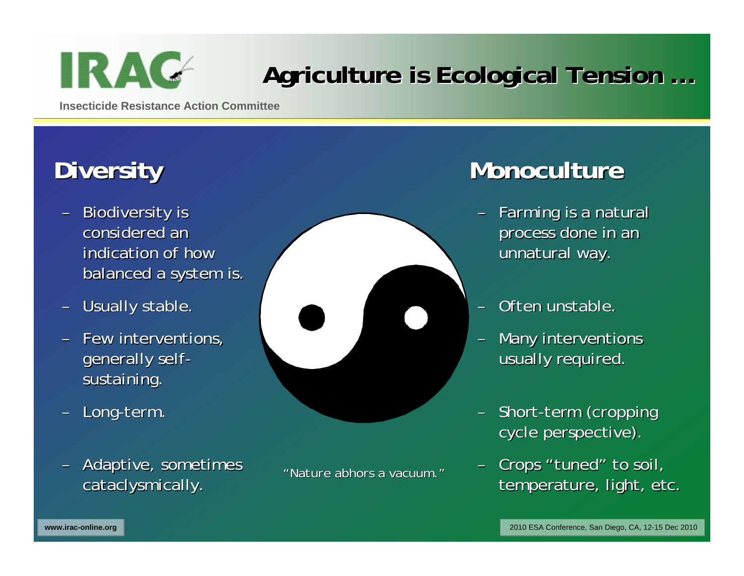# Agriculture is Ecological Tension …

## Diversity

- Biodiversity is considered an indication of how balanced a system is.
- Usually stable.
- Few interventions, generally self-sustaining.
- Long-term.
- Adaptive, sometimes cataclysmically.

## Monoculture

- Farming is a natural process done in an unnatural way.
- Often unstable.
- Many interventions usually required.
- Short-term (cropping cycle perspective).
- Crops "tuned" to soil, temperature, light, etc.

"Nature abhors a vacuum."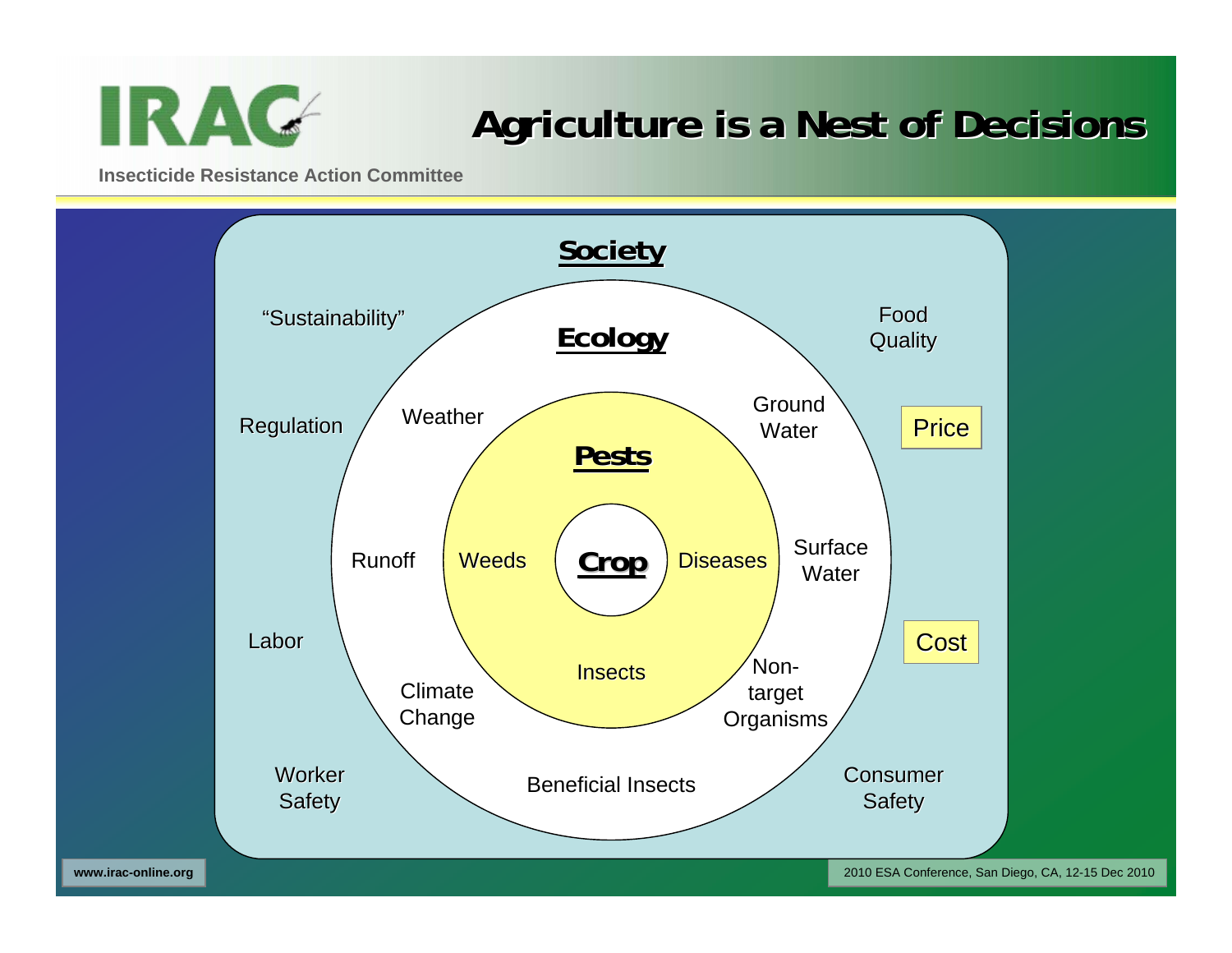# Agriculture is a Nest of Decisions

## Society

"Sustainability"

Food Quality

Regulation

Price

Labor

Cost

Worker Safety

Consumer Safety

## Ecology

Weather

Ground Water

Runoff

Surface Water

Climate Change

Non-target Organisms

Beneficial Insects

## Pests

Weeds

Diseases

Insects

## Crop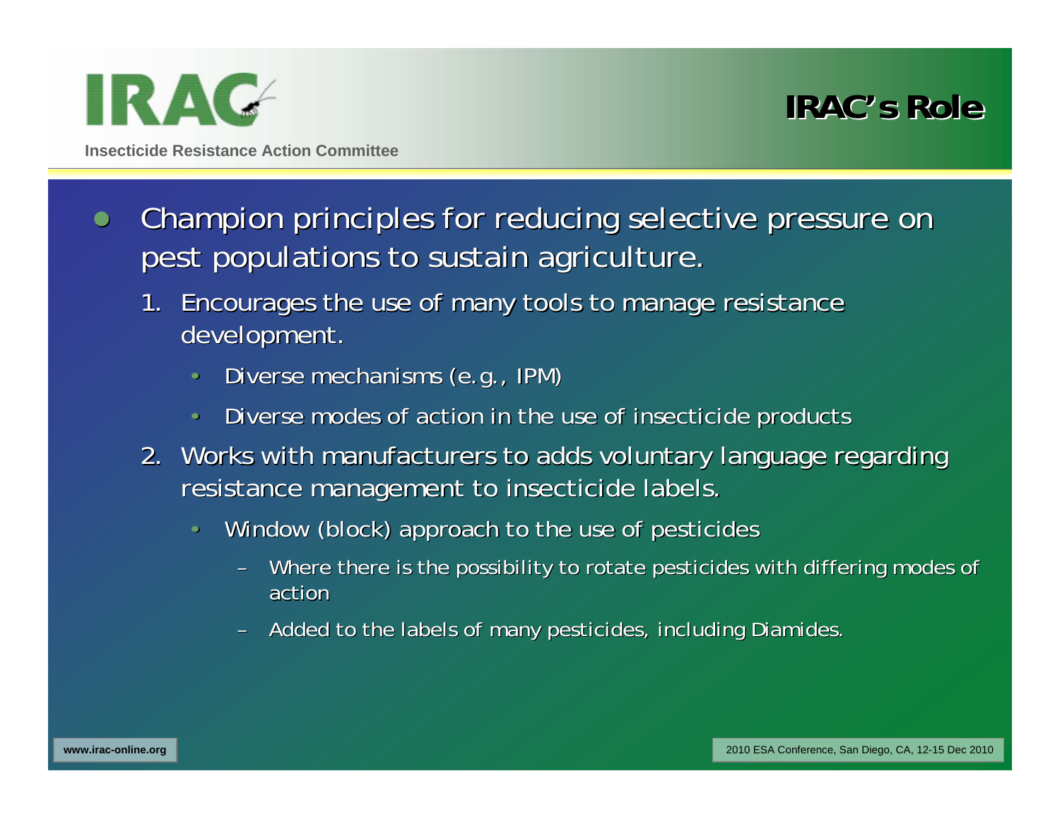# IRAC's Role

- Champion principles for reducing selective pressure on pest populations to sustain agriculture.
  1. Encourages the use of many tools to manage resistance development.
     - Diverse mechanisms (e.g., IPM)
     - Diverse modes of action in the use of insecticide products
  2. Works with manufacturers to adds voluntary language regarding resistance management to insecticide labels.
     - Window (block) approach to the use of pesticides
       - Where there is the possibility to rotate pesticides with differing modes of action
       - Added to the labels of many pesticides, including Diamides.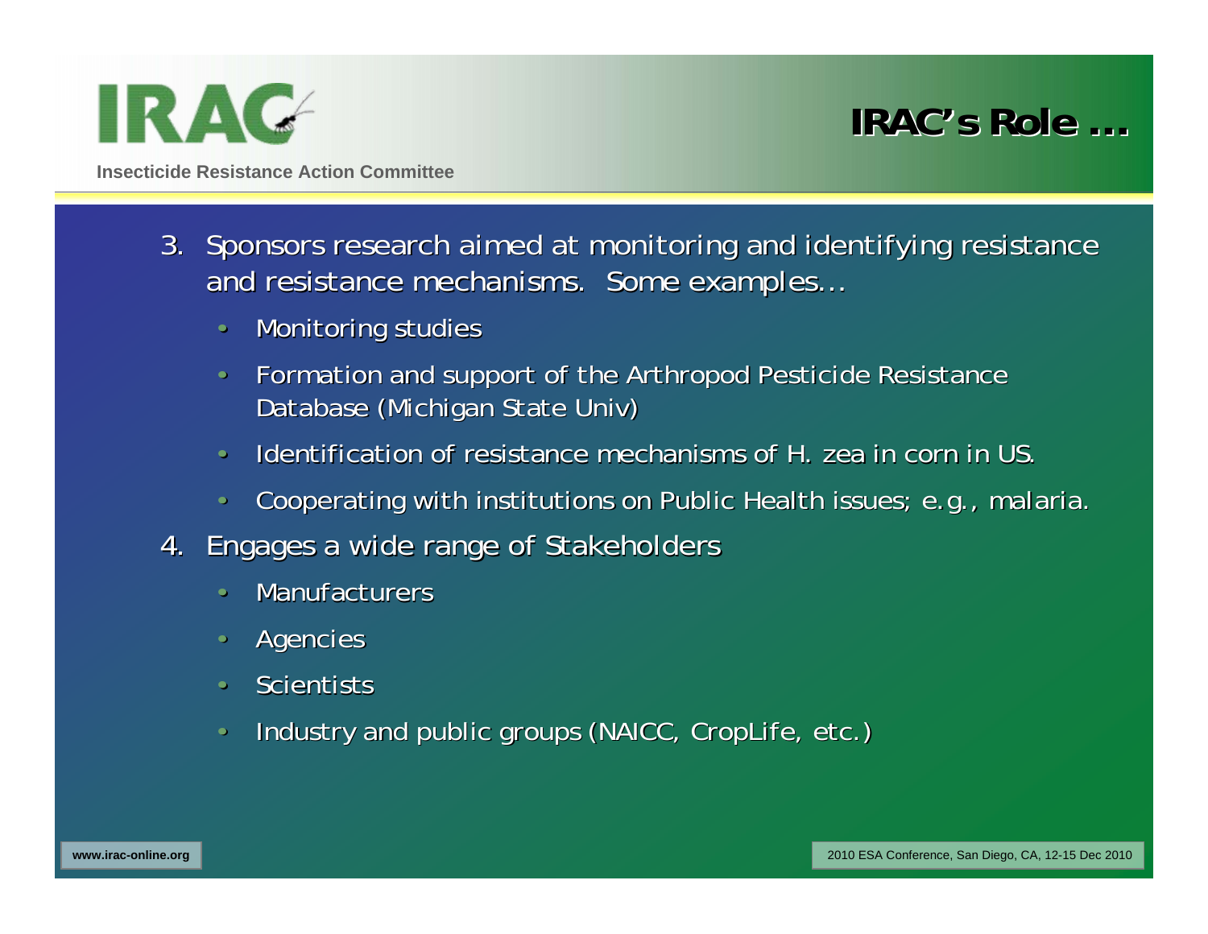# IRAC's Role …

3. Sponsors research aimed at monitoring and identifying resistance and resistance mechanisms. Some examples…
    - Monitoring studies
    - Formation and support of the Arthropod Pesticide Resistance Database (Michigan State Univ)
    - Identification of resistance mechanisms of H. zea in corn in US.
    - Cooperating with institutions on Public Health issues; e.g., malaria.
4. Engages a wide range of Stakeholders
    - Manufacturers
    - Agencies
    - Scientists
    - Industry and public groups (NAICC, CropLife, etc.)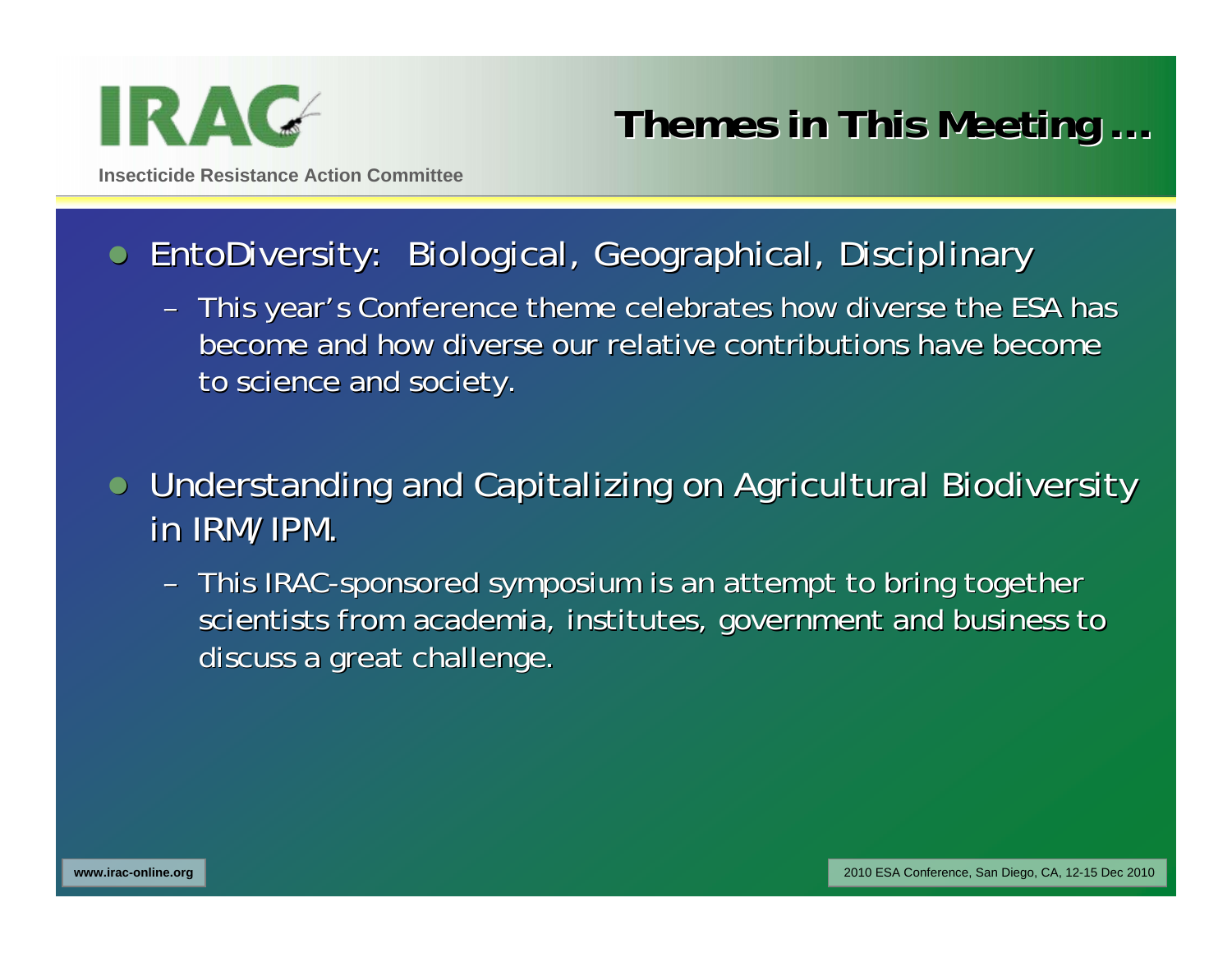## Themes in This Meeting …

- EntoDiversity: Biological, Geographical, Disciplinary
  - This year's Conference theme celebrates how diverse the ESA has become and how diverse our relative contributions have become to science and society.

- Understanding and Capitalizing on Agricultural Biodiversity in IRM/IPM.
  - This IRAC-sponsored symposium is an attempt to bring together scientists from academia, institutes, government and business to discuss a great challenge.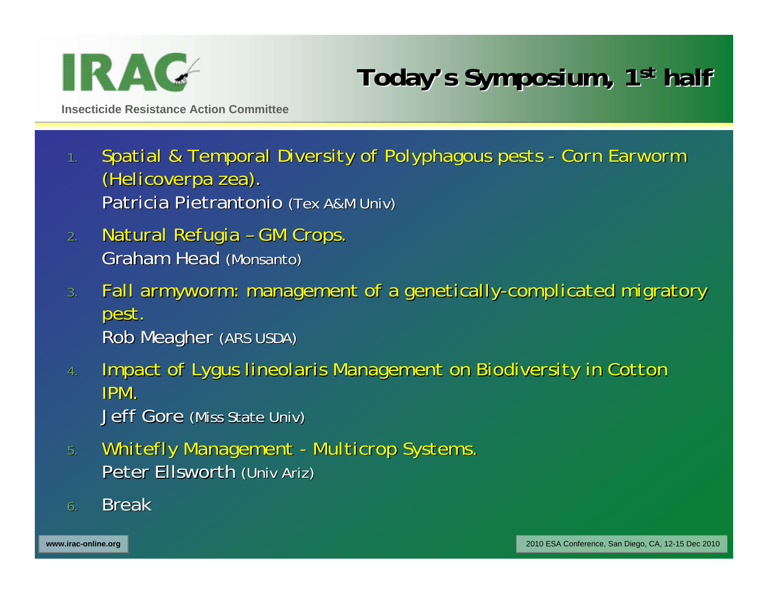# Today's Symposium, 1st half

IRAC

Insecticide Resistance Action Committee

1. Spatial & Temporal Diversity of Polyphagous pests - Corn Earworm (Helicoverpa zea).
   Patricia Pietrantonio (Tex A&M Univ)
2. Natural Refugia – GM Crops.
   Graham Head (Monsanto)
3. Fall armyworm: management of a genetically-complicated migratory pest.
   Rob Meagher (ARS USDA)
4. Impact of Lygus lineolaris Management on Biodiversity in Cotton IPM.
   Jeff Gore (Miss State Univ)
5. Whitefly Management - Multicrop Systems.
   Peter Ellsworth (Univ Ariz)
6. Break

www.irac-online.org

2010 ESA Conference, San Diego, CA, 12-15 Dec 2010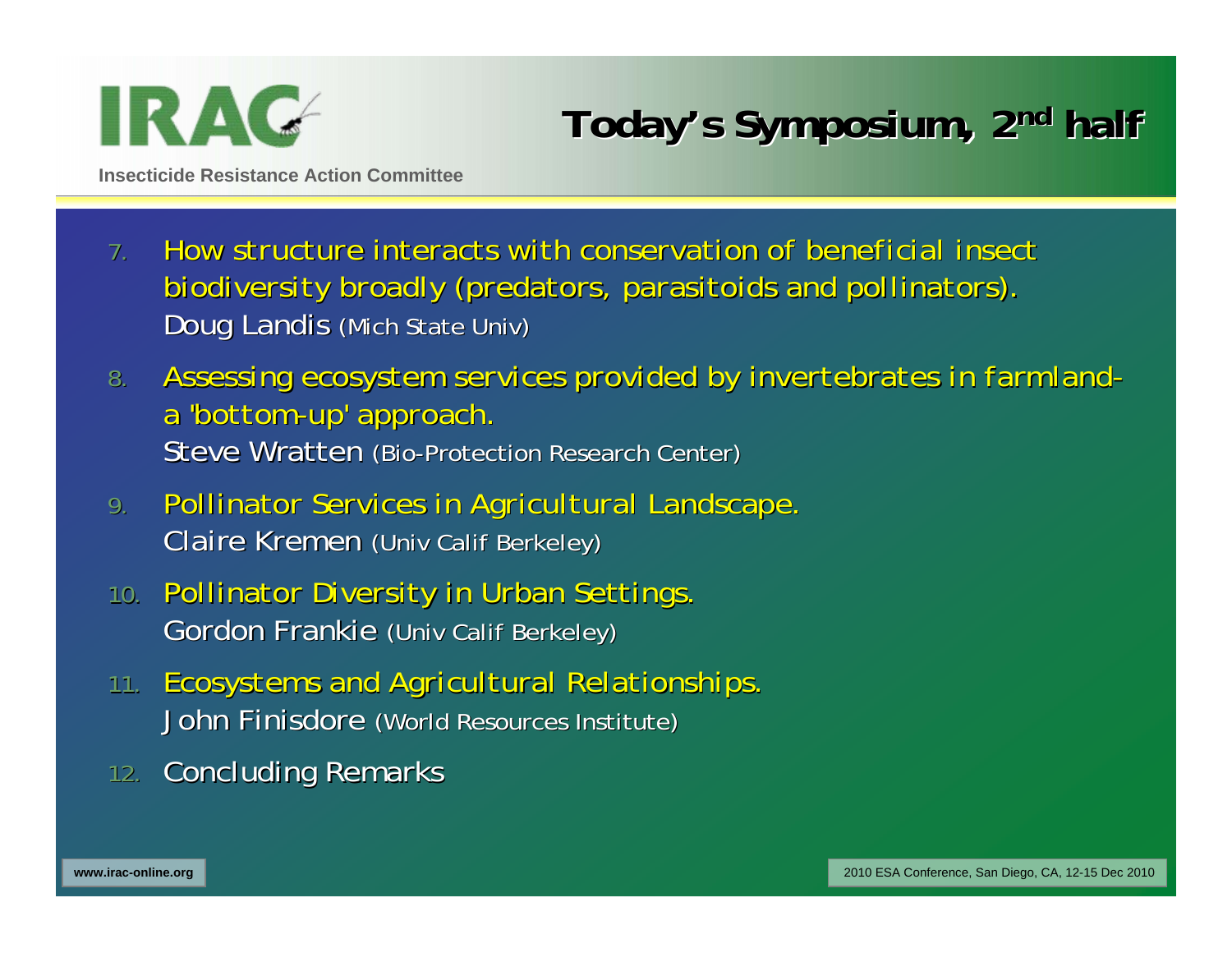IRAC

Insecticide Resistance Action Committee

# Today's Symposium, 2nd half

7. How structure interacts with conservation of beneficial insect biodiversity broadly (predators, parasitoids and pollinators).
   Doug Landis (Mich State Univ)
8. Assessing ecosystem services provided by invertebrates in farmland- a 'bottom-up' approach.
   Steve Wratten (Bio-Protection Research Center)
9. Pollinator Services in Agricultural Landscape.
   Claire Kremen (Univ Calif Berkeley)
10. Pollinator Diversity in Urban Settings.
    Gordon Frankie (Univ Calif Berkeley)
11. Ecosystems and Agricultural Relationships.
    John Finisdore (World Resources Institute)
12. Concluding Remarks

www.irac-online.org

2010 ESA Conference, San Diego, CA, 12-15 Dec 2010